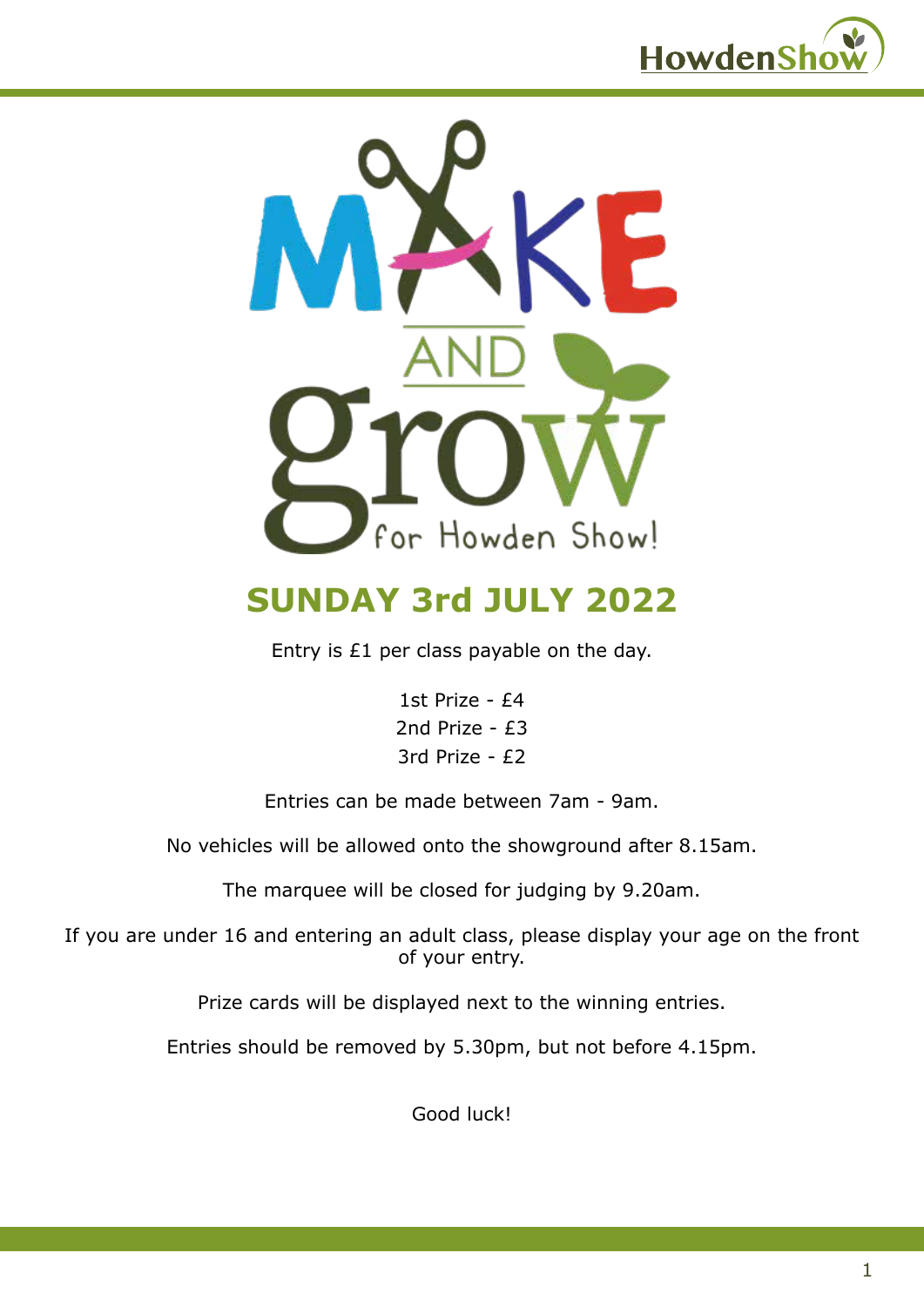# MAKE AND grow for Howden Show!

## SUNDAY 3rd JULY 2022

Entry is £1 per class payable on the day.

1st Prize - £4
2nd Prize - £3
3rd Prize - £2

Entries can be made between 7am - 9am.

No vehicles will be allowed onto the showground after 8.15am.

The marquee will be closed for judging by 9.20am.

If you are under 16 and entering an adult class, please display your age on the front of your entry.

Prize cards will be displayed next to the winning entries.

Entries should be removed by 5.30pm, but not before 4.15pm.

Good luck!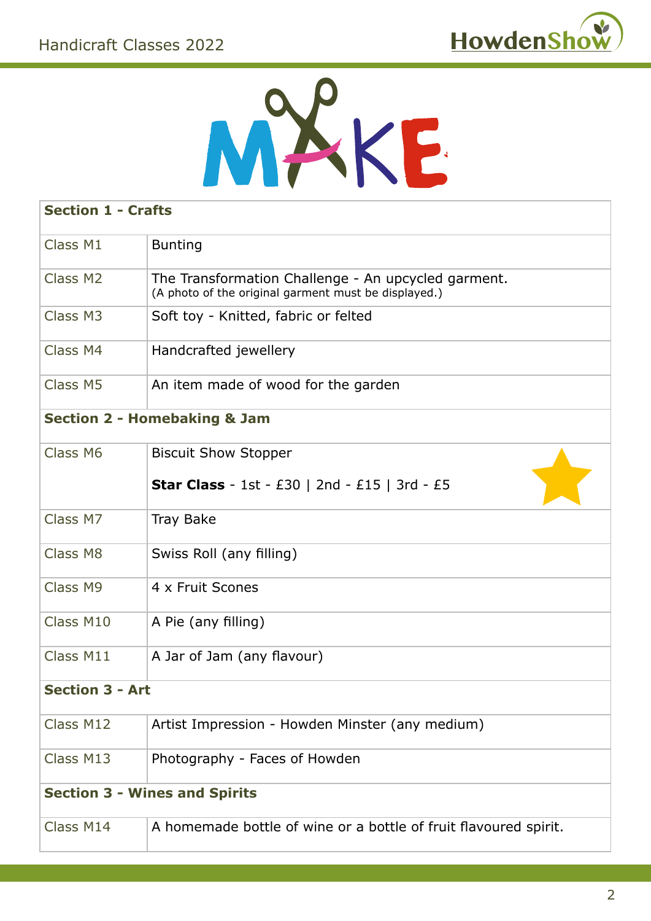# MAKE

| Section 1 - Crafts | |
|---|---|
| Class M1 | Bunting |
| Class M2 | The Transformation Challenge - An upcycled garment. (A photo of the original garment must be displayed.) |
| Class M3 | Soft toy - Knitted, fabric or felted |
| Class M4 | Handcrafted jewellery |
| Class M5 | An item made of wood for the garden |
| **Section 2 - Homebaking & Jam** | |
| Class M6 | Biscuit Show Stopper<br>**Star Class** - 1st - £30 \| 2nd - £15 \| 3rd - £5 |
| Class M7 | Tray Bake |
| Class M8 | Swiss Roll (any filling) |
| Class M9 | 4 x Fruit Scones |
| Class M10 | A Pie (any filling) |
| Class M11 | A Jar of Jam (any flavour) |
| **Section 3 - Art** | |
| Class M12 | Artist Impression - Howden Minster (any medium) |
| Class M13 | Photography - Faces of Howden |
| **Section 3 - Wines and Spirits** | |
| Class M14 | A homemade bottle of wine or a bottle of fruit flavoured spirit. |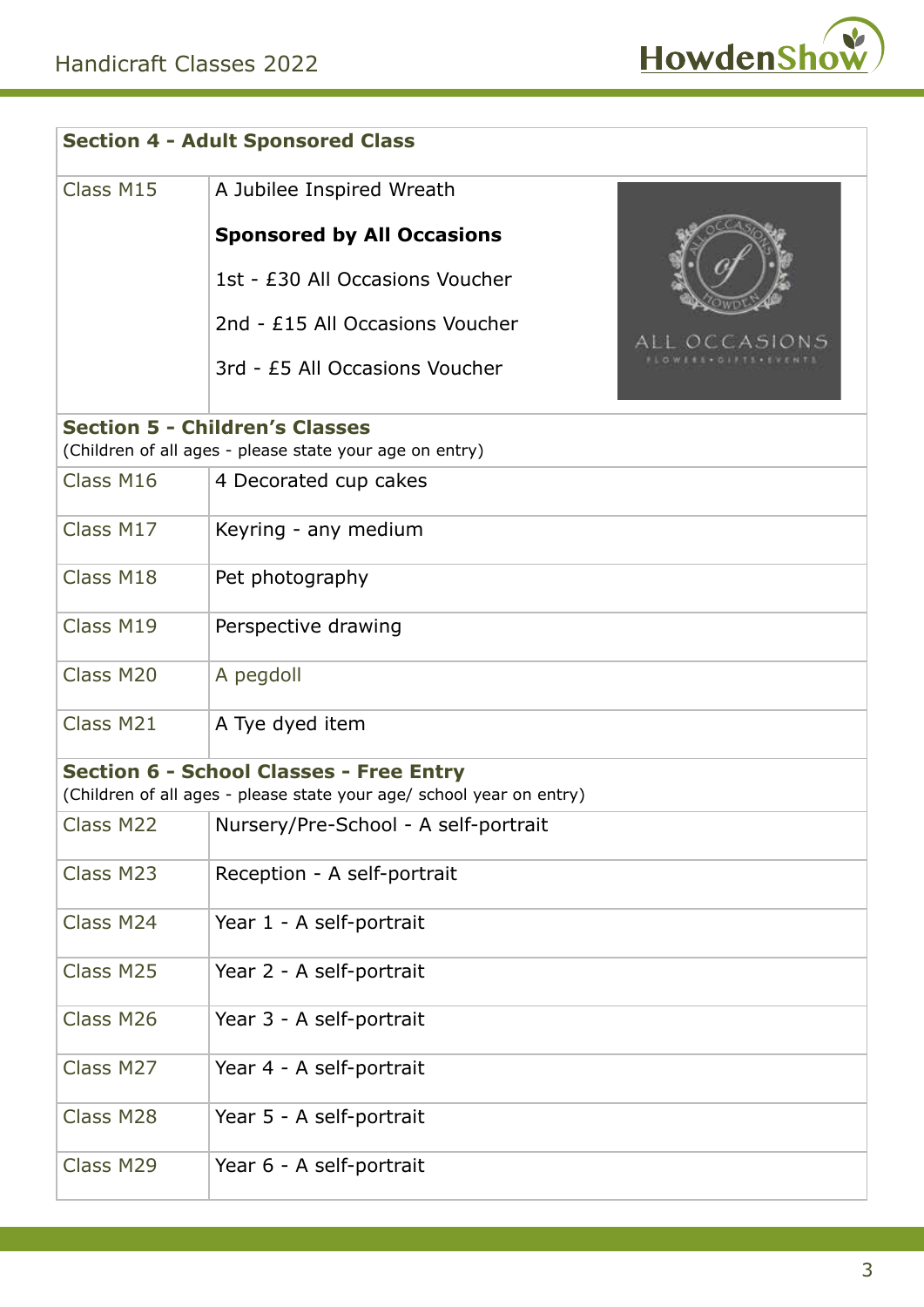| Section 4 - Adult Sponsored Class | |
|---|---|
| Class M15 | A Jubilee Inspired Wreath<br><br>**Sponsored by All Occasions**<br><br>1st - £30 All Occasions Voucher<br><br>2nd - £15 All Occasions Voucher<br><br>3rd - £5 All Occasions Voucher |
| **Section 5 - Children's Classes**<br>(Children of all ages - please state your age on entry) | |
| Class M16 | 4 Decorated cup cakes |
| Class M17 | Keyring - any medium |
| Class M18 | Pet photography |
| Class M19 | Perspective drawing |
| Class M20 | A pegdoll |
| Class M21 | A Tye dyed item |
| **Section 6 - School Classes - Free Entry**<br>(Children of all ages - please state your age/ school year on entry) | |
| Class M22 | Nursery/Pre-School - A self-portrait |
| Class M23 | Reception - A self-portrait |
| Class M24 | Year 1 - A self-portrait |
| Class M25 | Year 2 - A self-portrait |
| Class M26 | Year 3 - A self-portrait |
| Class M27 | Year 4 - A self-portrait |
| Class M28 | Year 5 - A self-portrait |
| Class M29 | Year 6 - A self-portrait |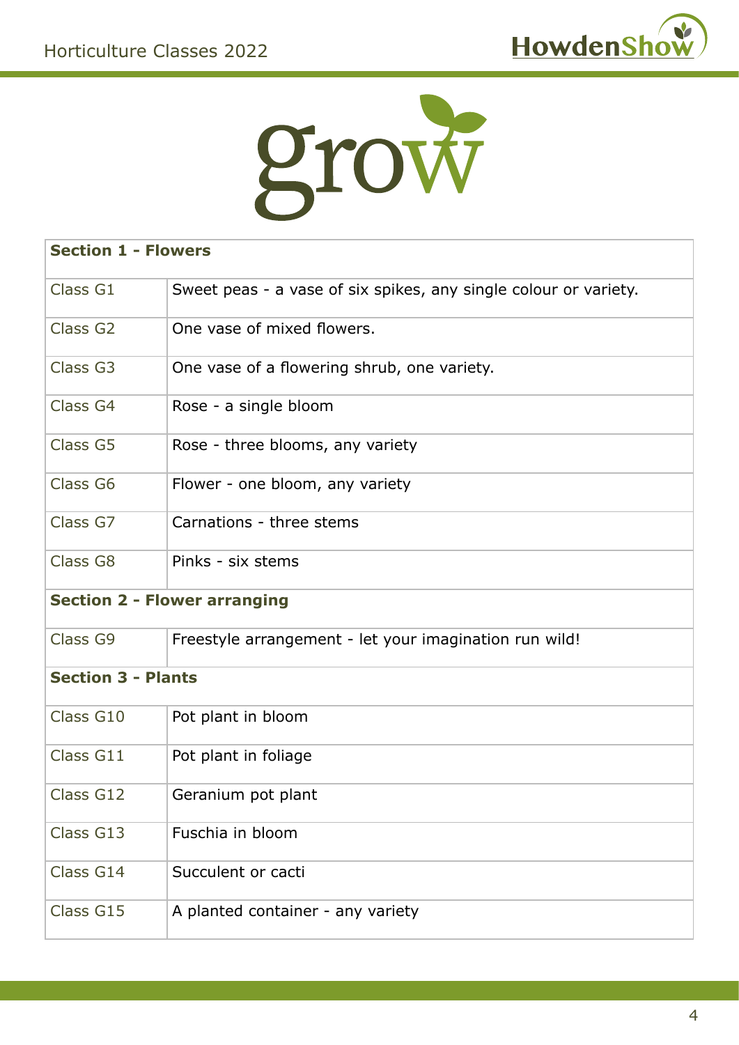grow

| Section 1 - Flowers | |
|---|---|
| Class G1 | Sweet peas - a vase of six spikes, any single colour or variety. |
| Class G2 | One vase of mixed flowers. |
| Class G3 | One vase of a flowering shrub, one variety. |
| Class G4 | Rose - a single bloom |
| Class G5 | Rose - three blooms, any variety |
| Class G6 | Flower - one bloom, any variety |
| Class G7 | Carnations - three stems |
| Class G8 | Pinks - six stems |
| **Section 2 - Flower arranging** | |
| Class G9 | Freestyle arrangement - let your imagination run wild! |
| **Section 3 - Plants** | |
| Class G10 | Pot plant in bloom |
| Class G11 | Pot plant in foliage |
| Class G12 | Geranium pot plant |
| Class G13 | Fuschia in bloom |
| Class G14 | Succulent or cacti |
| Class G15 | A planted container - any variety |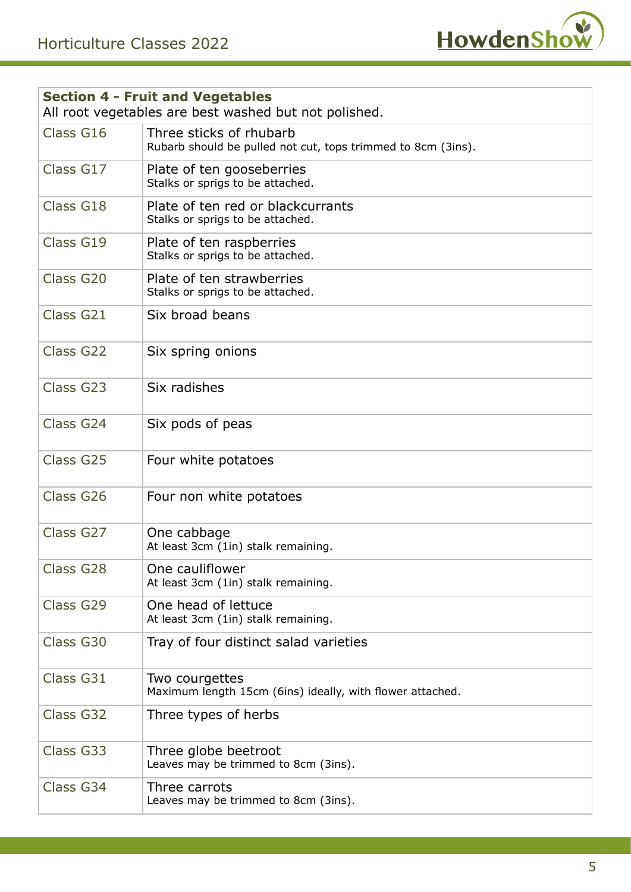## Section 4 - Fruit and Vegetables

All root vegetables are best washed but not polished.

| Class | Description |
|---|---|
| Class G16 | Three sticks of rhubarb<br>Rubarb should be pulled not cut, tops trimmed to 8cm (3ins). |
| Class G17 | Plate of ten gooseberries<br>Stalks or sprigs to be attached. |
| Class G18 | Plate of ten red or blackcurrants<br>Stalks or sprigs to be attached. |
| Class G19 | Plate of ten raspberries<br>Stalks or sprigs to be attached. |
| Class G20 | Plate of ten strawberries<br>Stalks or sprigs to be attached. |
| Class G21 | Six broad beans |
| Class G22 | Six spring onions |
| Class G23 | Six radishes |
| Class G24 | Six pods of peas |
| Class G25 | Four white potatoes |
| Class G26 | Four non white potatoes |
| Class G27 | One cabbage<br>At least 3cm (1in) stalk remaining. |
| Class G28 | One cauliflower<br>At least 3cm (1in) stalk remaining. |
| Class G29 | One head of lettuce<br>At least 3cm (1in) stalk remaining. |
| Class G30 | Tray of four distinct salad varieties |
| Class G31 | Two courgettes<br>Maximum length 15cm (6ins) ideally, with flower attached. |
| Class G32 | Three types of herbs |
| Class G33 | Three globe beetroot<br>Leaves may be trimmed to 8cm (3ins). |
| Class G34 | Three carrots<br>Leaves may be trimmed to 8cm (3ins). |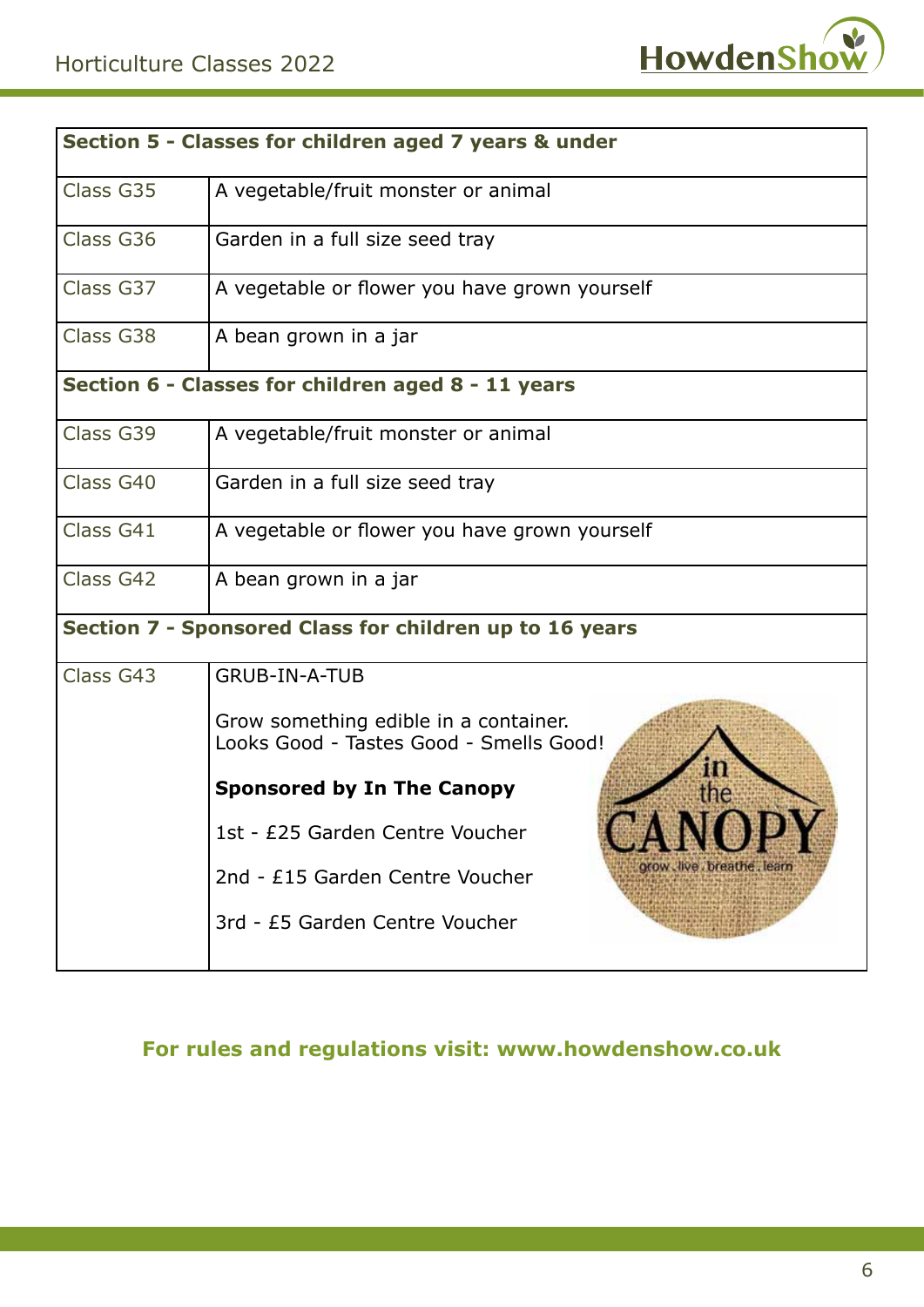| | |
|---|---|
| **Section 5 - Classes for children aged 7 years & under** | |
| Class G35 | A vegetable/fruit monster or animal |
| Class G36 | Garden in a full size seed tray |
| Class G37 | A vegetable or flower you have grown yourself |
| Class G38 | A bean grown in a jar |
| **Section 6 - Classes for children aged 8 - 11 years** | |
| Class G39 | A vegetable/fruit monster or animal |
| Class G40 | Garden in a full size seed tray |
| Class G41 | A vegetable or flower you have grown yourself |
| Class G42 | A bean grown in a jar |
| **Section 7 - Sponsored Class for children up to 16 years** | |
| Class G43 | GRUB-IN-A-TUB<br><br>Grow something edible in a container.<br>Looks Good - Tastes Good - Smells Good!<br><br>**Sponsored by In The Canopy**<br><br>1st - £25 Garden Centre Voucher<br><br>2nd - £15 Garden Centre Voucher<br><br>3rd - £5 Garden Centre Voucher |

**For rules and regulations visit: www.howdenshow.co.uk**